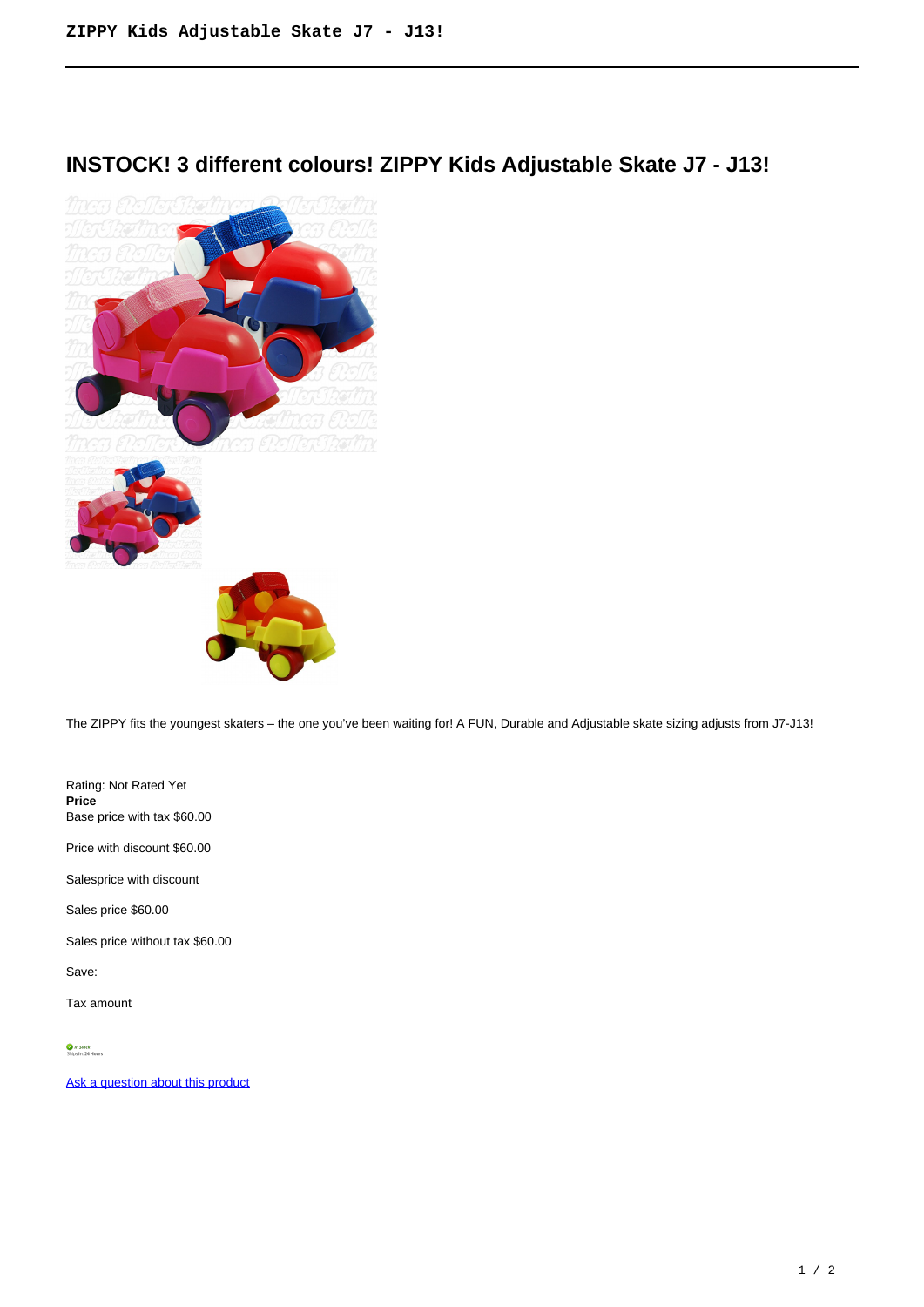# INSTOCK! 3 different colours! ZIPPY Kids Adjustable Skate J7 - J13!

The ZIPPY fits the youngest skaters – the one you've been waiting for! A FUN, Durable and Adjustable skate sizing adjusts from J7-J13!

Rating: Not Rated Yet
**Price**
Base price with tax $60.00

Price with discount $60.00

Salesprice with discount

Sales price $60.00

Sales price without tax $60.00

Save:

Tax amount

In Stock
Ships In: 24 Hours

[Ask a question about this product]()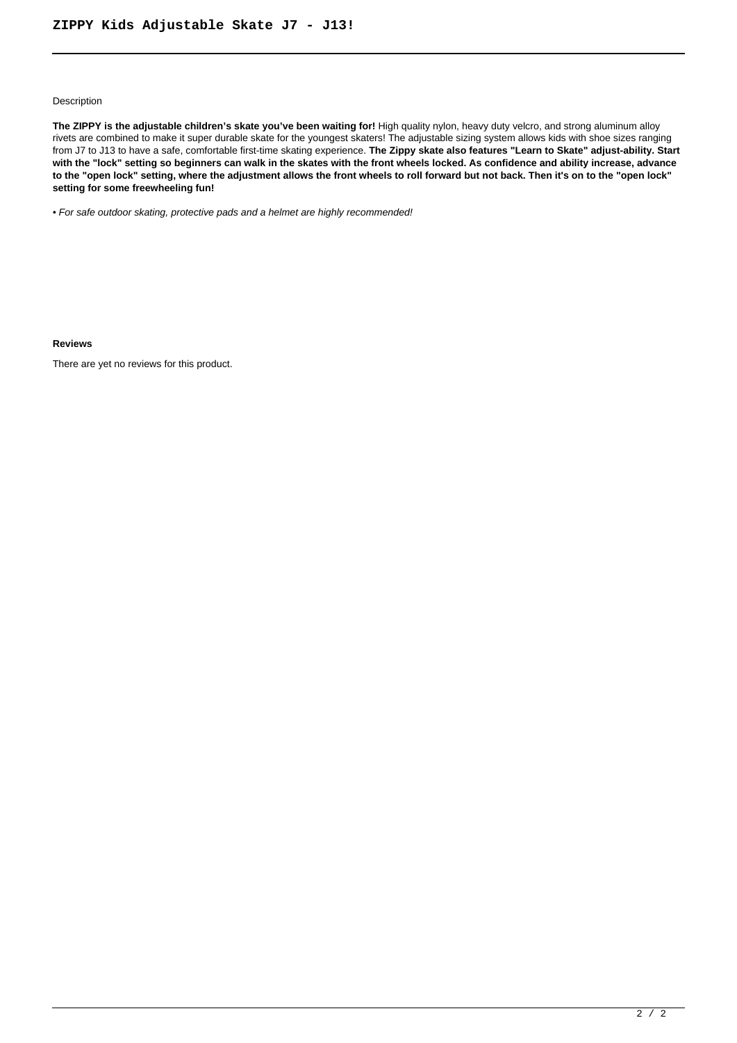# ZIPPY Kids Adjustable Skate J7 - J13!

Description

**The ZIPPY is the adjustable children's skate you've been waiting for!** High quality nylon, heavy duty velcro, and strong aluminum alloy rivets are combined to make it super durable skate for the youngest skaters! The adjustable sizing system allows kids with shoe sizes ranging from J7 to J13 to have a safe, comfortable first-time skating experience. **The Zippy skate also features "Learn to Skate" adjust-ability. Start with the "lock" setting so beginners can walk in the skates with the front wheels locked. As confidence and ability increase, advance to the "open lock" setting, where the adjustment allows the front wheels to roll forward but not back. Then it's on to the "open lock" setting for some freewheeling fun!**

• *For safe outdoor skating, protective pads and a helmet are highly recommended!*

**Reviews**

There are yet no reviews for this product.